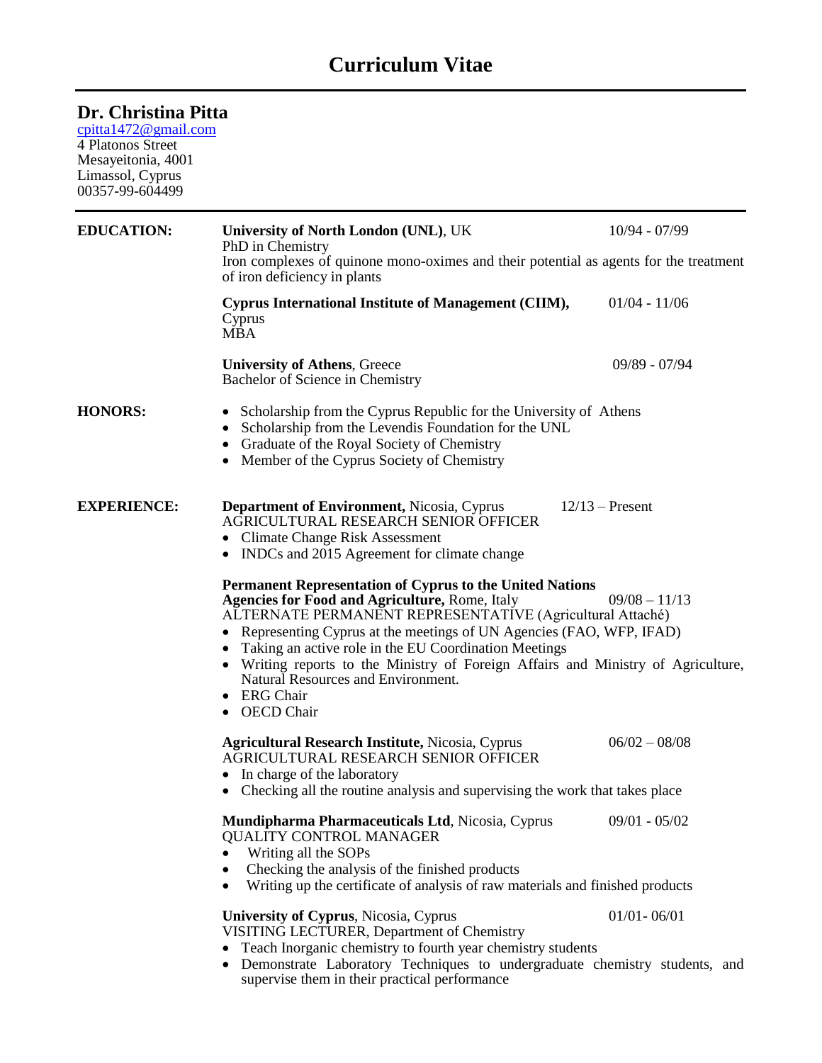# Curriculum Vitae

## Dr. Christina Pitta

cpitta1472@gmail.com
4 Platonos Street
Mesayeitonia, 4001
Limassol, Cyprus
00357-99-604499

---

### EDUCATION:

**University of North London (UNL)**, UK — 10/94 - 07/99
PhD in Chemistry
Iron complexes of quinone mono-oximes and their potential as agents for the treatment of iron deficiency in plants

**Cyprus International Institute of Management (CIIM),** Cyprus — 01/04 - 11/06
MBA

**University of Athens**, Greece — 09/89 - 07/94
Bachelor of Science in Chemistry

### HONORS:

- Scholarship from the Cyprus Republic for the University of Athens
- Scholarship from the Levendis Foundation for the UNL
- Graduate of the Royal Society of Chemistry
- Member of the Cyprus Society of Chemistry

### EXPERIENCE:

**Department of Environment,** Nicosia, Cyprus — 12/13 – Present
AGRICULTURAL RESEARCH SENIOR OFFICER
- Climate Change Risk Assessment
- INDCs and 2015 Agreement for climate change

**Permanent Representation of Cyprus to the United Nations Agencies for Food and Agriculture,** Rome, Italy — 09/08 – 11/13
ALTERNATE PERMANENT REPRESENTATIVE (Agricultural Attaché)
- Representing Cyprus at the meetings of UN Agencies (FAO, WFP, IFAD)
- Taking an active role in the EU Coordination Meetings
- Writing reports to the Ministry of Foreign Affairs and Ministry of Agriculture, Natural Resources and Environment.
- ERG Chair
- OECD Chair

**Agricultural Research Institute,** Nicosia, Cyprus — 06/02 – 08/08
AGRICULTURAL RESEARCH SENIOR OFFICER
- In charge of the laboratory
- Checking all the routine analysis and supervising the work that takes place

**Mundipharma Pharmaceuticals Ltd**, Nicosia, Cyprus — 09/01 - 05/02
QUALITY CONTROL MANAGER
- Writing all the SOPs
- Checking the analysis of the finished products
- Writing up the certificate of analysis of raw materials and finished products

**University of Cyprus**, Nicosia, Cyprus — 01/01- 06/01
VISITING LECTURER, Department of Chemistry
- Teach Inorganic chemistry to fourth year chemistry students
- Demonstrate Laboratory Techniques to undergraduate chemistry students, and supervise them in their practical performance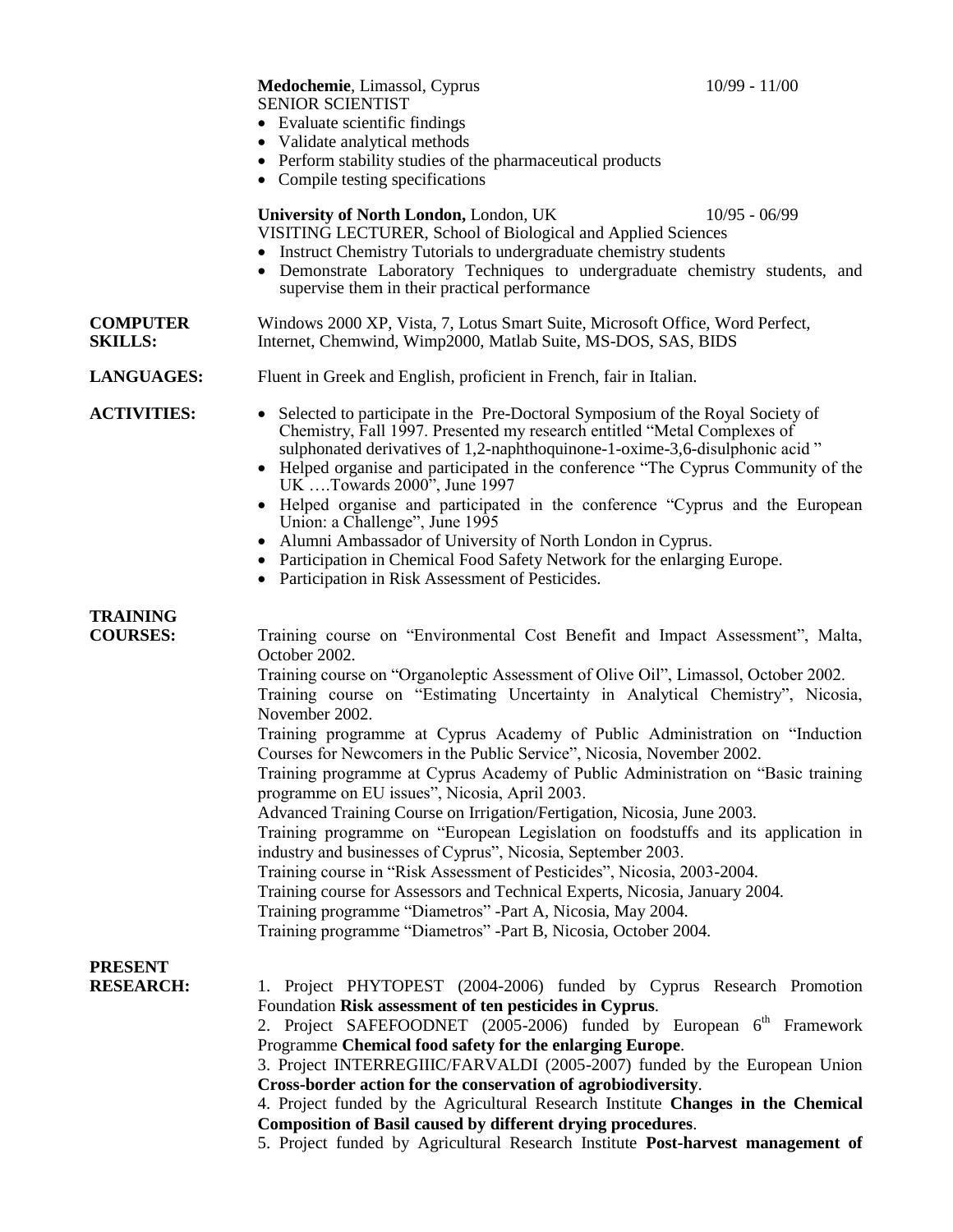**Medochemie**, Limassol, Cyprus 10/99 - 11/00
SENIOR SCIENTIST

- Evaluate scientific findings
- Validate analytical methods
- Perform stability studies of the pharmaceutical products
- Compile testing specifications

**University of North London,** London, UK 10/95 - 06/99
VISITING LECTURER, School of Biological and Applied Sciences

- Instruct Chemistry Tutorials to undergraduate chemistry students
- Demonstrate Laboratory Techniques to undergraduate chemistry students, and supervise them in their practical performance

**COMPUTER SKILLS:** Windows 2000 XP, Vista, 7, Lotus Smart Suite, Microsoft Office, Word Perfect, Internet, Chemwind, Wimp2000, Matlab Suite, MS-DOS, SAS, BIDS

**LANGUAGES:** Fluent in Greek and English, proficient in French, fair in Italian.

**ACTIVITIES:**

- Selected to participate in the Pre-Doctoral Symposium of the Royal Society of Chemistry, Fall 1997. Presented my research entitled "Metal Complexes of sulphonated derivatives of 1,2-naphthoquinone-1-oxime-3,6-disulphonic acid "
- Helped organise and participated in the conference "The Cyprus Community of the UK ….Towards 2000", June 1997
- Helped organise and participated in the conference "Cyprus and the European Union: a Challenge", June 1995
- Alumni Ambassador of University of North London in Cyprus.
- Participation in Chemical Food Safety Network for the enlarging Europe.
- Participation in Risk Assessment of Pesticides.

**TRAINING COURSES:**

Training course on "Environmental Cost Benefit and Impact Assessment", Malta, October 2002.
Training course on "Organoleptic Assessment of Olive Oil", Limassol, October 2002.
Training course on "Estimating Uncertainty in Analytical Chemistry", Nicosia, November 2002.
Training programme at Cyprus Academy of Public Administration on "Induction Courses for Newcomers in the Public Service", Nicosia, November 2002.
Training programme at Cyprus Academy of Public Administration on "Basic training programme on EU issues", Nicosia, April 2003.
Advanced Training Course on Irrigation/Fertigation, Nicosia, June 2003.
Training programme on "European Legislation on foodstuffs and its application in industry and businesses of Cyprus", Nicosia, September 2003.
Training course in "Risk Assessment of Pesticides", Nicosia, 2003-2004.
Training course for Assessors and Technical Experts, Nicosia, January 2004.
Training programme "Diametros" -Part A, Nicosia, May 2004.
Training programme "Diametros" -Part B, Nicosia, October 2004.

**PRESENT RESEARCH:**

1. Project PHYTOPEST (2004-2006) funded by Cyprus Research Promotion Foundation **Risk assessment of ten pesticides in Cyprus**.
2. Project SAFEFOODNET (2005-2006) funded by European 6th Framework Programme **Chemical food safety for the enlarging Europe**.
3. Project INTERREGIIIC/FARVALDI (2005-2007) funded by the European Union **Cross-border action for the conservation of agrobiodiversity**.
4. Project funded by the Agricultural Research Institute **Changes in the Chemical Composition of Basil caused by different drying procedures**.
5. Project funded by Agricultural Research Institute **Post-harvest management of**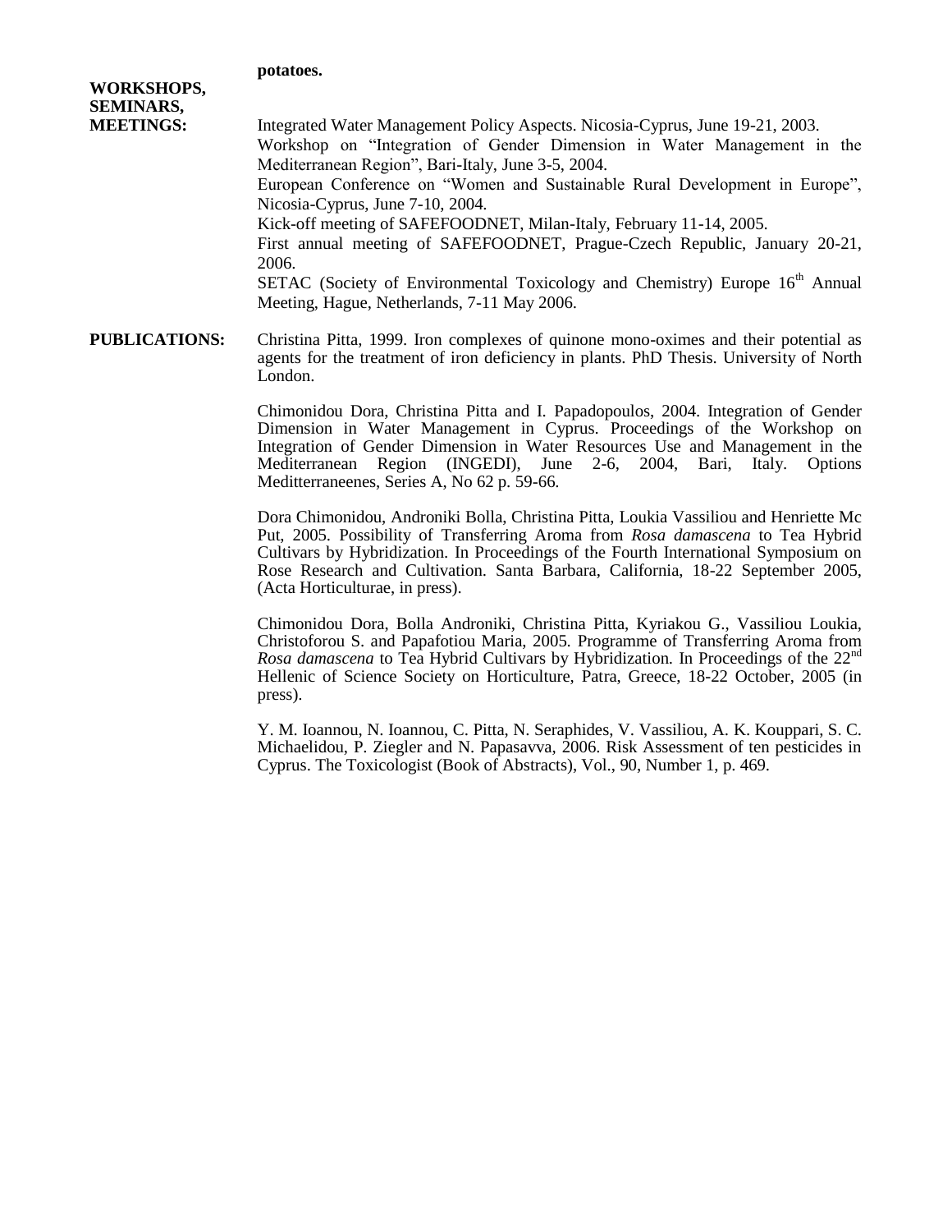**potatoes.**

**WORKSHOPS, SEMINARS, MEETINGS:**

Integrated Water Management Policy Aspects. Nicosia-Cyprus, June 19-21, 2003.

Workshop on “Integration of Gender Dimension in Water Management in the Mediterranean Region”, Bari-Italy, June 3-5, 2004.

European Conference on “Women and Sustainable Rural Development in Europe”, Nicosia-Cyprus, June 7-10, 2004.

Kick-off meeting of SAFEFOODNET, Milan-Italy, February 11-14, 2005.

First annual meeting of SAFEFOODNET, Prague-Czech Republic, January 20-21, 2006.

SETAC (Society of Environmental Toxicology and Chemistry) Europe 16th Annual Meeting, Hague, Netherlands, 7-11 May 2006.

**PUBLICATIONS:**

Christina Pitta, 1999. Iron complexes of quinone mono-oximes and their potential as agents for the treatment of iron deficiency in plants. PhD Thesis. University of North London.

Chimonidou Dora, Christina Pitta and I. Papadopoulos, 2004. Integration of Gender Dimension in Water Management in Cyprus. Proceedings of the Workshop on Integration of Gender Dimension in Water Resources Use and Management in the Mediterranean Region (INGEDI), June 2-6, 2004, Bari, Italy. Options Meditterraneenes, Series A, No 62 p. 59-66.

Dora Chimonidou, Androniki Bolla, Christina Pitta, Loukia Vassiliou and Henriette Mc Put, 2005. Possibility of Transferring Aroma from *Rosa damascena* to Tea Hybrid Cultivars by Hybridization. In Proceedings of the Fourth International Symposium on Rose Research and Cultivation. Santa Barbara, California, 18-22 September 2005, (Acta Horticulturae, in press).

Chimonidou Dora, Bolla Androniki, Christina Pitta, Kyriakou G., Vassiliou Loukia, Christoforou S. and Papafotiou Maria, 2005. Programme of Transferring Aroma from *Rosa damascena* to Tea Hybrid Cultivars by Hybridization. In Proceedings of the 22nd Hellenic of Science Society on Horticulture, Patra, Greece, 18-22 October, 2005 (in press).

Y. M. Ioannou, N. Ioannou, C. Pitta, N. Seraphides, V. Vassiliou, A. K. Kouppari, S. C. Michaelidou, P. Ziegler and N. Papasavva, 2006. Risk Assessment of ten pesticides in Cyprus. The Toxicologist (Book of Abstracts), Vol., 90, Number 1, p. 469.